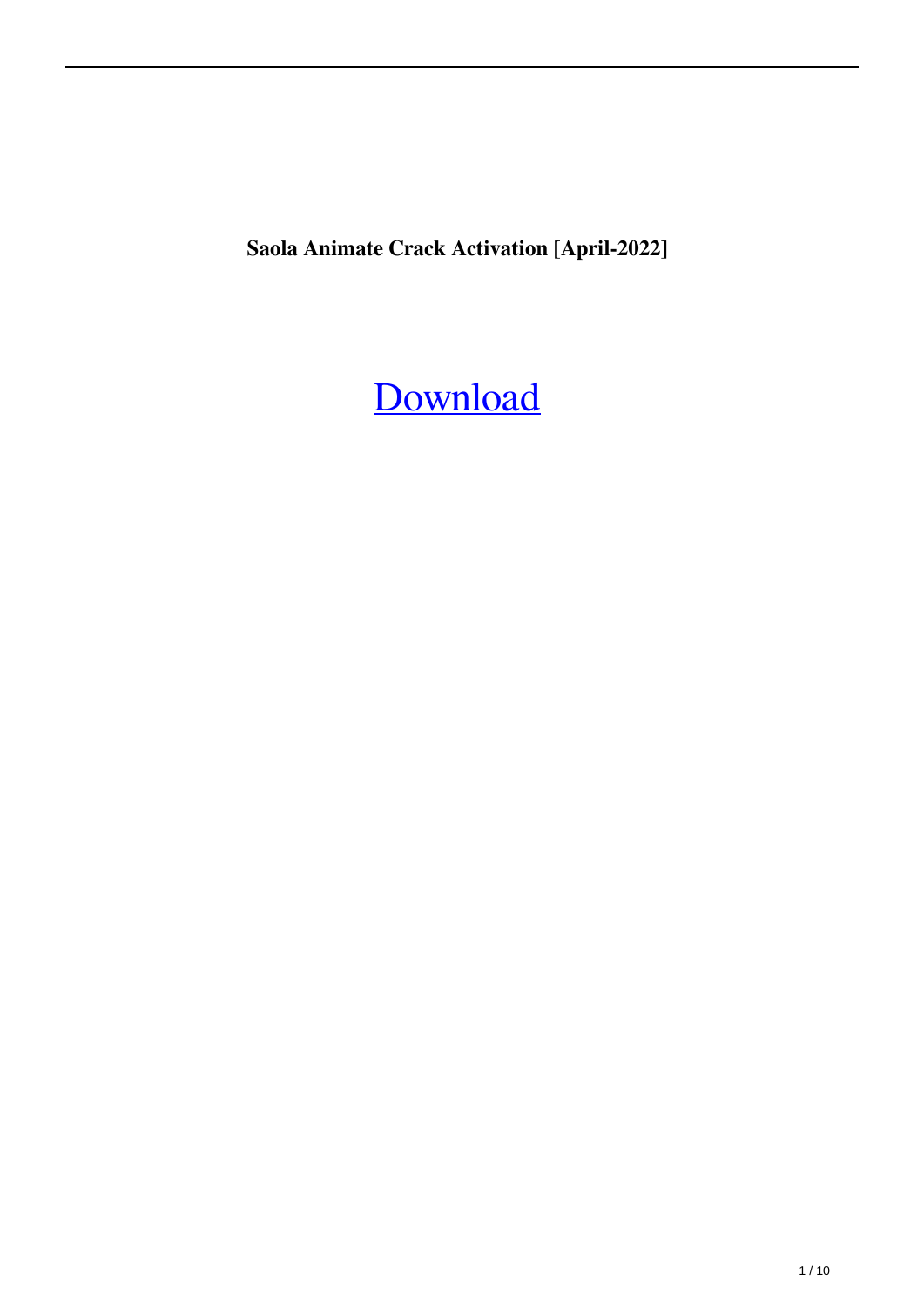**Saola Animate Crack Activation [April-2022]**

[Download]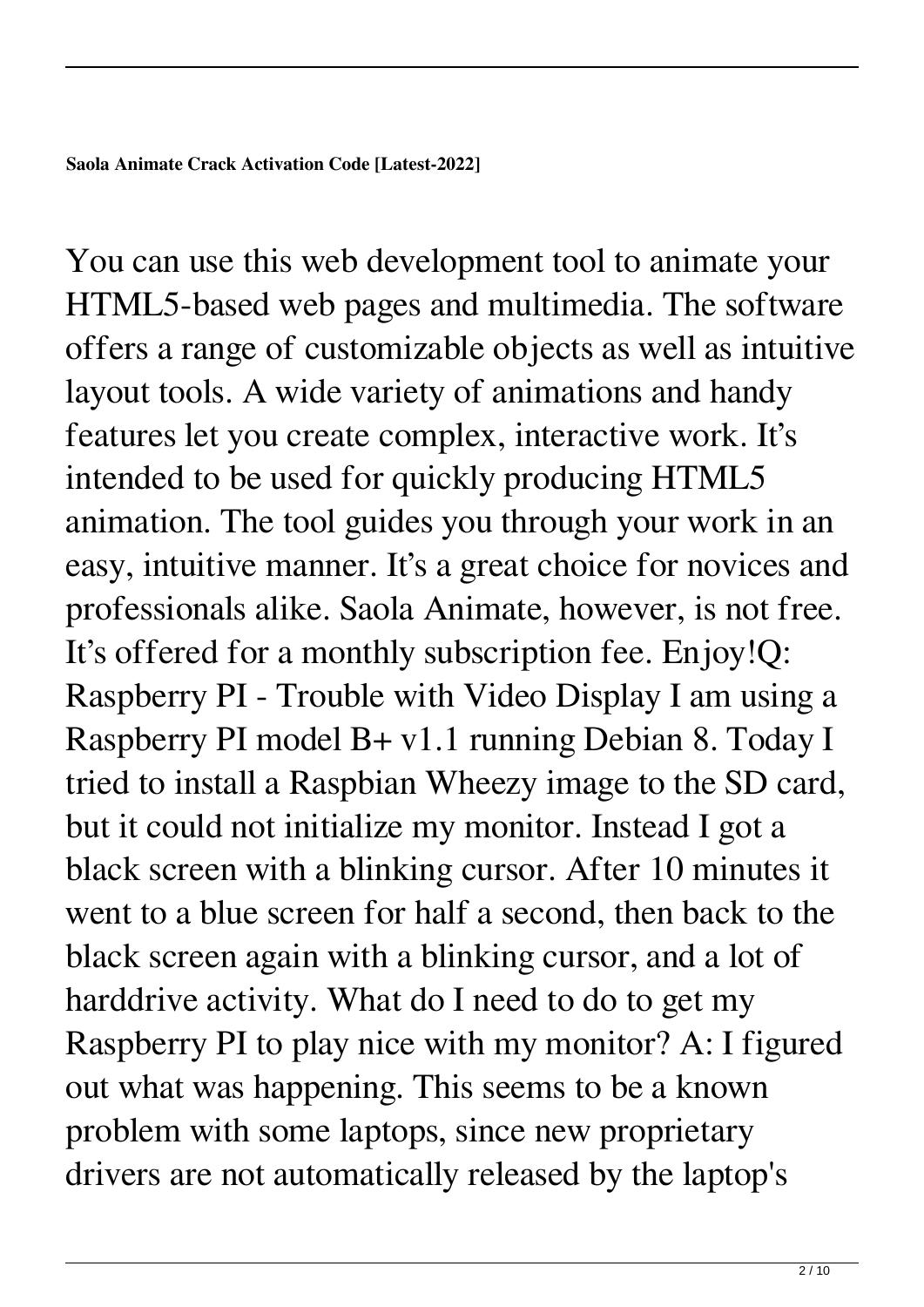**Saola Animate Crack Activation Code [Latest-2022]**

You can use this web development tool to animate your HTML5-based web pages and multimedia. The software offers a range of customizable objects as well as intuitive layout tools. A wide variety of animations and handy features let you create complex, interactive work. It's intended to be used for quickly producing HTML5 animation. The tool guides you through your work in an easy, intuitive manner. It's a great choice for novices and professionals alike. Saola Animate, however, is not free. It's offered for a monthly subscription fee. Enjoy!Q: Raspberry PI - Trouble with Video Display I am using a Raspberry PI model B+ v1.1 running Debian 8. Today I tried to install a Raspbian Wheezy image to the SD card, but it could not initialize my monitor. Instead I got a black screen with a blinking cursor. After 10 minutes it went to a blue screen for half a second, then back to the black screen again with a blinking cursor, and a lot of harddrive activity. What do I need to do to get my Raspberry PI to play nice with my monitor? A: I figured out what was happening. This seems to be a known problem with some laptops, since new proprietary drivers are not automatically released by the laptop's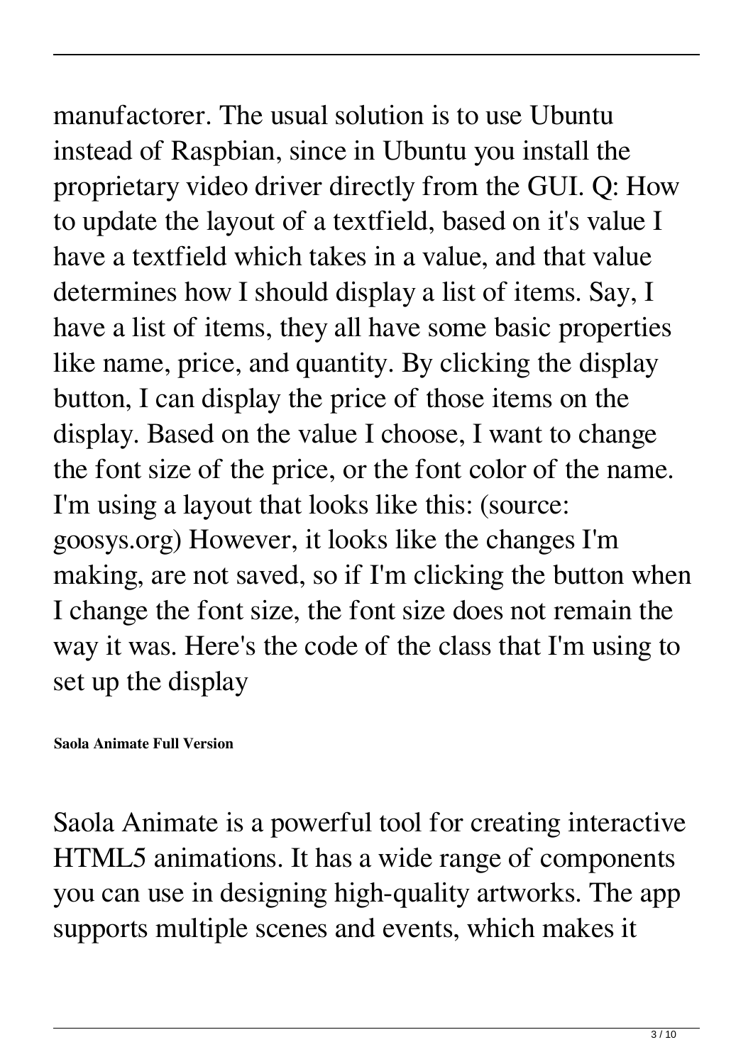manufactorer. The usual solution is to use Ubuntu instead of Raspbian, since in Ubuntu you install the proprietary video driver directly from the GUI. Q: How to update the layout of a textfield, based on it's value I have a textfield which takes in a value, and that value determines how I should display a list of items. Say, I have a list of items, they all have some basic properties like name, price, and quantity. By clicking the display button, I can display the price of those items on the display. Based on the value I choose, I want to change the font size of the price, or the font color of the name. I'm using a layout that looks like this: (source: goosys.org) However, it looks like the changes I'm making, are not saved, so if I'm clicking the button when I change the font size, the font size does not remain the way it was. Here's the code of the class that I'm using to set up the display

**Saola Animate Full Version**

Saola Animate is a powerful tool for creating interactive HTML5 animations. It has a wide range of components you can use in designing high-quality artworks. The app supports multiple scenes and events, which makes it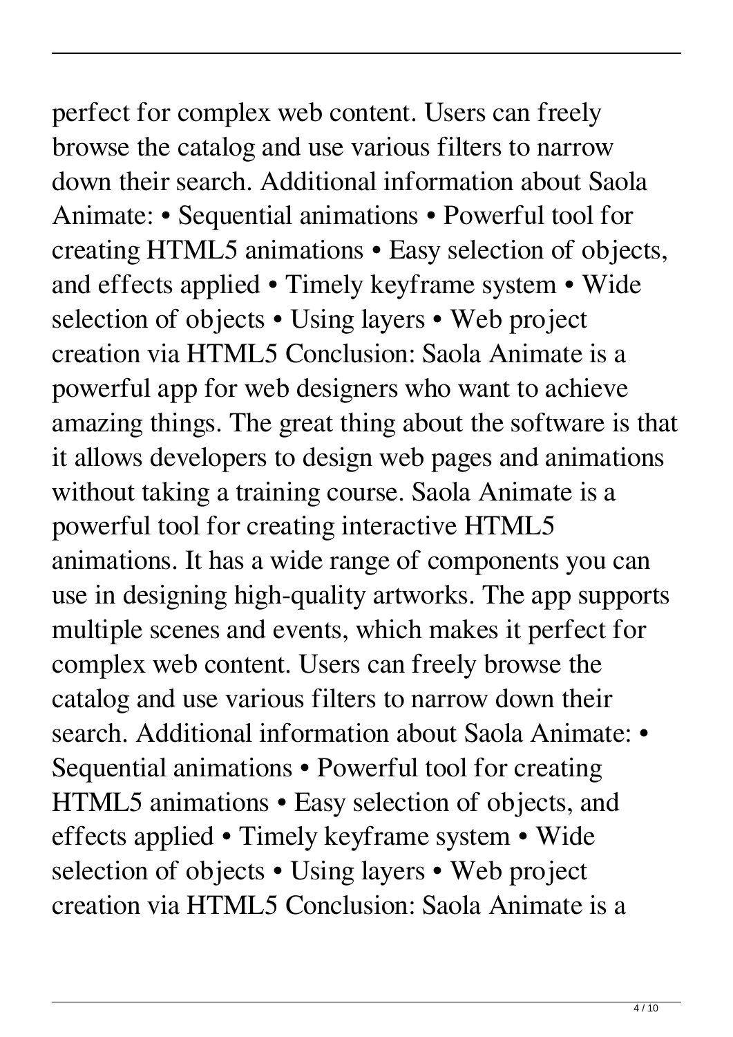perfect for complex web content. Users can freely browse the catalog and use various filters to narrow down their search. Additional information about Saola Animate: • Sequential animations • Powerful tool for creating HTML5 animations • Easy selection of objects, and effects applied • Timely keyframe system • Wide selection of objects • Using layers • Web project creation via HTML5 Conclusion: Saola Animate is a powerful app for web designers who want to achieve amazing things. The great thing about the software is that it allows developers to design web pages and animations without taking a training course. Saola Animate is a powerful tool for creating interactive HTML5 animations. It has a wide range of components you can use in designing high-quality artworks. The app supports multiple scenes and events, which makes it perfect for complex web content. Users can freely browse the catalog and use various filters to narrow down their search. Additional information about Saola Animate: • Sequential animations • Powerful tool for creating HTML5 animations • Easy selection of objects, and effects applied • Timely keyframe system • Wide selection of objects • Using layers • Web project creation via HTML5 Conclusion: Saola Animate is a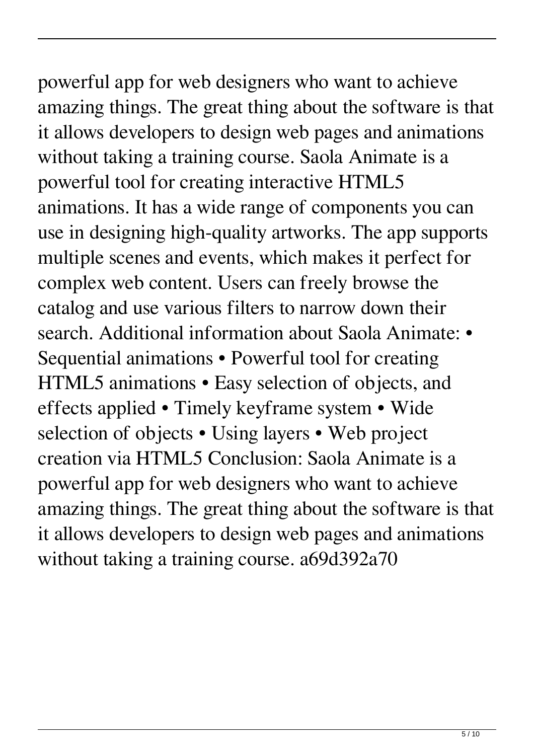powerful app for web designers who want to achieve amazing things. The great thing about the software is that it allows developers to design web pages and animations without taking a training course. Saola Animate is a powerful tool for creating interactive HTML5 animations. It has a wide range of components you can use in designing high-quality artworks. The app supports multiple scenes and events, which makes it perfect for complex web content. Users can freely browse the catalog and use various filters to narrow down their search. Additional information about Saola Animate: • Sequential animations • Powerful tool for creating HTML5 animations • Easy selection of objects, and effects applied • Timely keyframe system • Wide selection of objects • Using layers • Web project creation via HTML5 Conclusion: Saola Animate is a powerful app for web designers who want to achieve amazing things. The great thing about the software is that it allows developers to design web pages and animations without taking a training course. a69d392a70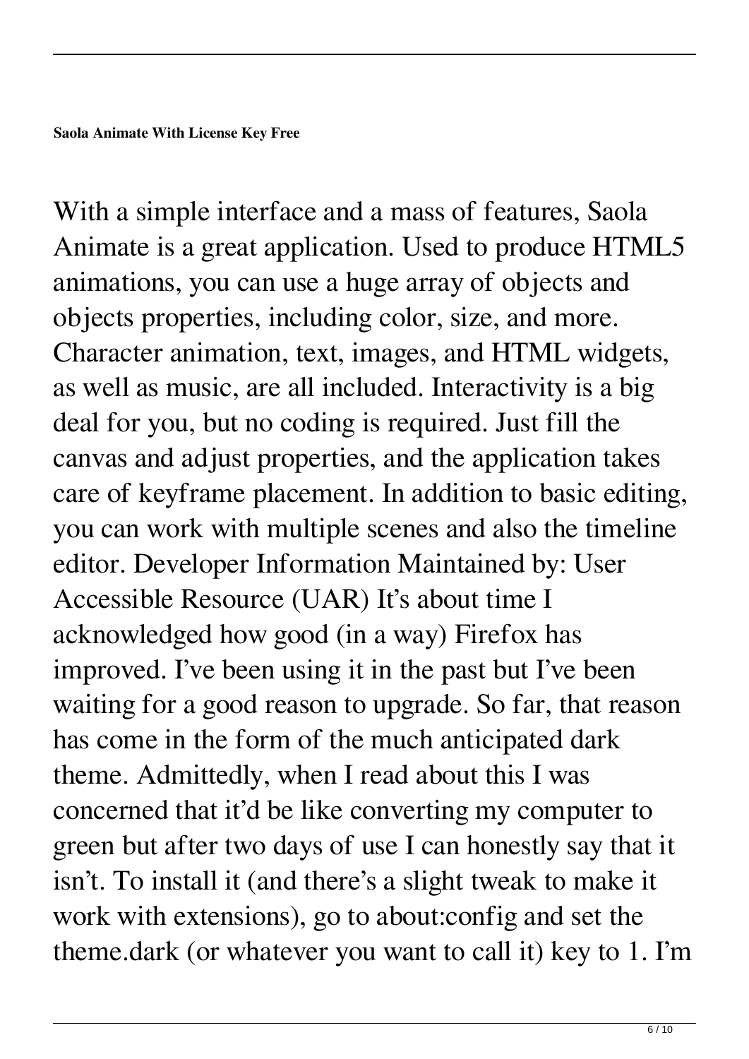**Saola Animate With License Key Free**

With a simple interface and a mass of features, Saola Animate is a great application. Used to produce HTML5 animations, you can use a huge array of objects and objects properties, including color, size, and more. Character animation, text, images, and HTML widgets, as well as music, are all included. Interactivity is a big deal for you, but no coding is required. Just fill the canvas and adjust properties, and the application takes care of keyframe placement. In addition to basic editing, you can work with multiple scenes and also the timeline editor. Developer Information Maintained by: User Accessible Resource (UAR) It's about time I acknowledged how good (in a way) Firefox has improved. I've been using it in the past but I've been waiting for a good reason to upgrade. So far, that reason has come in the form of the much anticipated dark theme. Admittedly, when I read about this I was concerned that it'd be like converting my computer to green but after two days of use I can honestly say that it isn't. To install it (and there's a slight tweak to make it work with extensions), go to about:config and set the theme.dark (or whatever you want to call it) key to 1. I'm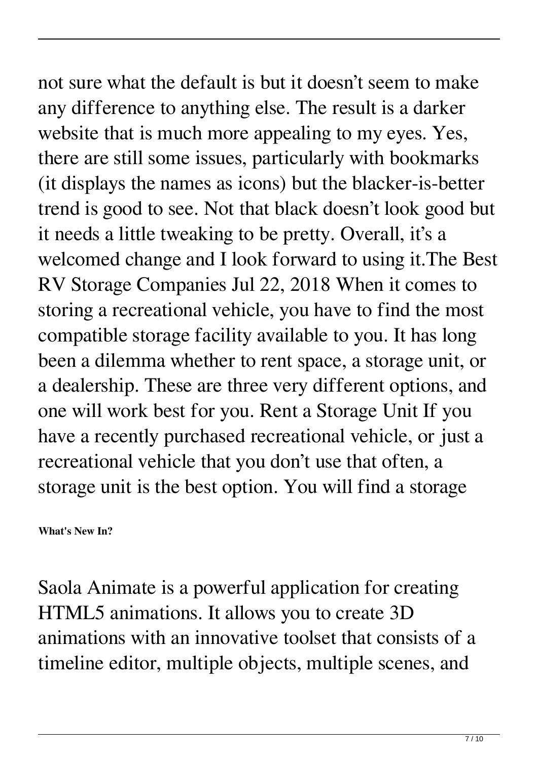not sure what the default is but it doesn't seem to make any difference to anything else. The result is a darker website that is much more appealing to my eyes. Yes, there are still some issues, particularly with bookmarks (it displays the names as icons) but the blacker-is-better trend is good to see. Not that black doesn't look good but it needs a little tweaking to be pretty. Overall, it's a welcomed change and I look forward to using it.The Best RV Storage Companies Jul 22, 2018 When it comes to storing a recreational vehicle, you have to find the most compatible storage facility available to you. It has long been a dilemma whether to rent space, a storage unit, or a dealership. These are three very different options, and one will work best for you. Rent a Storage Unit If you have a recently purchased recreational vehicle, or just a recreational vehicle that you don't use that often, a storage unit is the best option. You will find a storage

**What's New In?**

Saola Animate is a powerful application for creating HTML5 animations. It allows you to create 3D animations with an innovative toolset that consists of a timeline editor, multiple objects, multiple scenes, and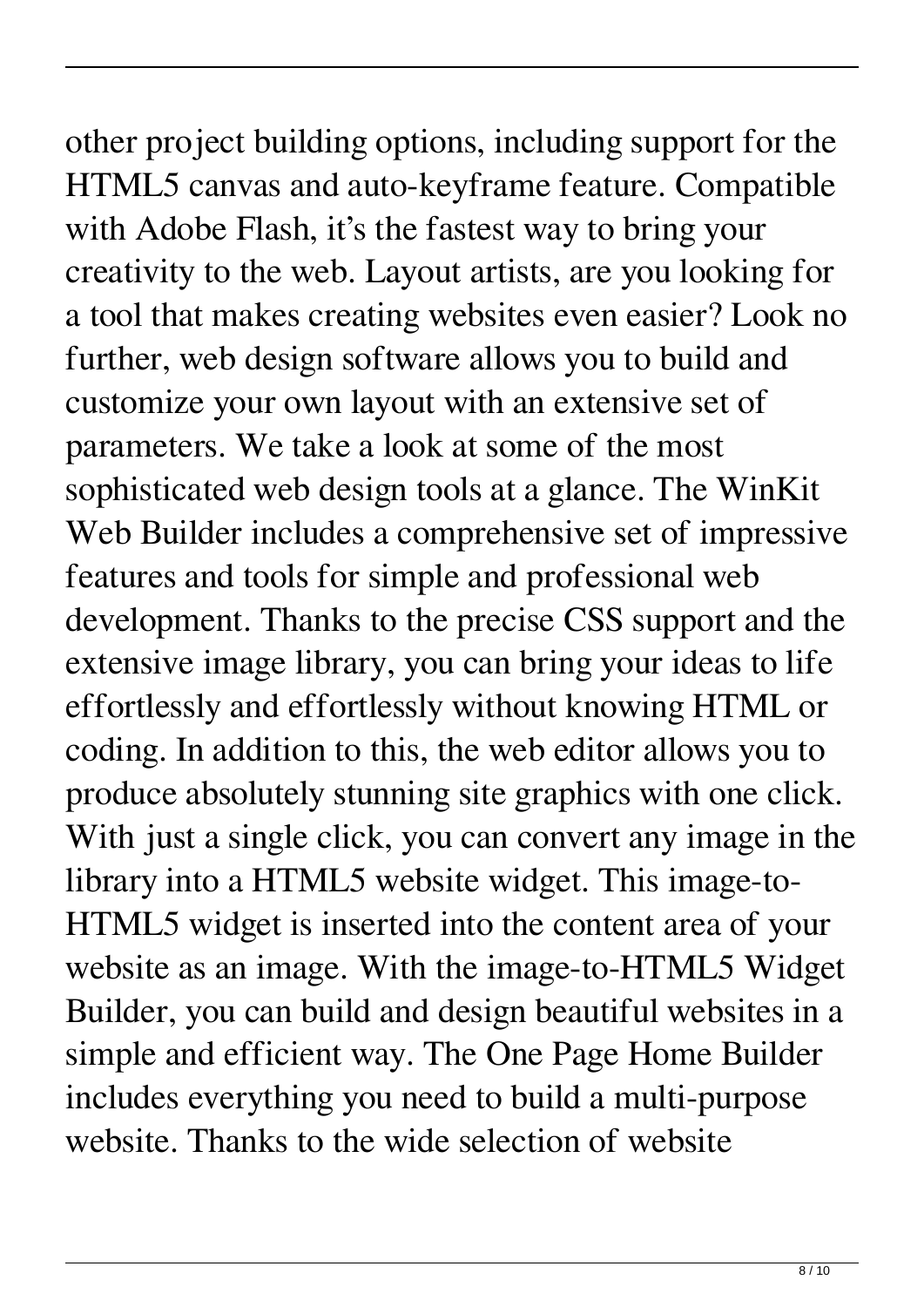other project building options, including support for the HTML5 canvas and auto-keyframe feature. Compatible with Adobe Flash, it's the fastest way to bring your creativity to the web. Layout artists, are you looking for a tool that makes creating websites even easier? Look no further, web design software allows you to build and customize your own layout with an extensive set of parameters. We take a look at some of the most sophisticated web design tools at a glance. The WinKit Web Builder includes a comprehensive set of impressive features and tools for simple and professional web development. Thanks to the precise CSS support and the extensive image library, you can bring your ideas to life effortlessly and effortlessly without knowing HTML or coding. In addition to this, the web editor allows you to produce absolutely stunning site graphics with one click. With just a single click, you can convert any image in the library into a HTML5 website widget. This image-to-HTML5 widget is inserted into the content area of your website as an image. With the image-to-HTML5 Widget Builder, you can build and design beautiful websites in a simple and efficient way. The One Page Home Builder includes everything you need to build a multi-purpose website. Thanks to the wide selection of website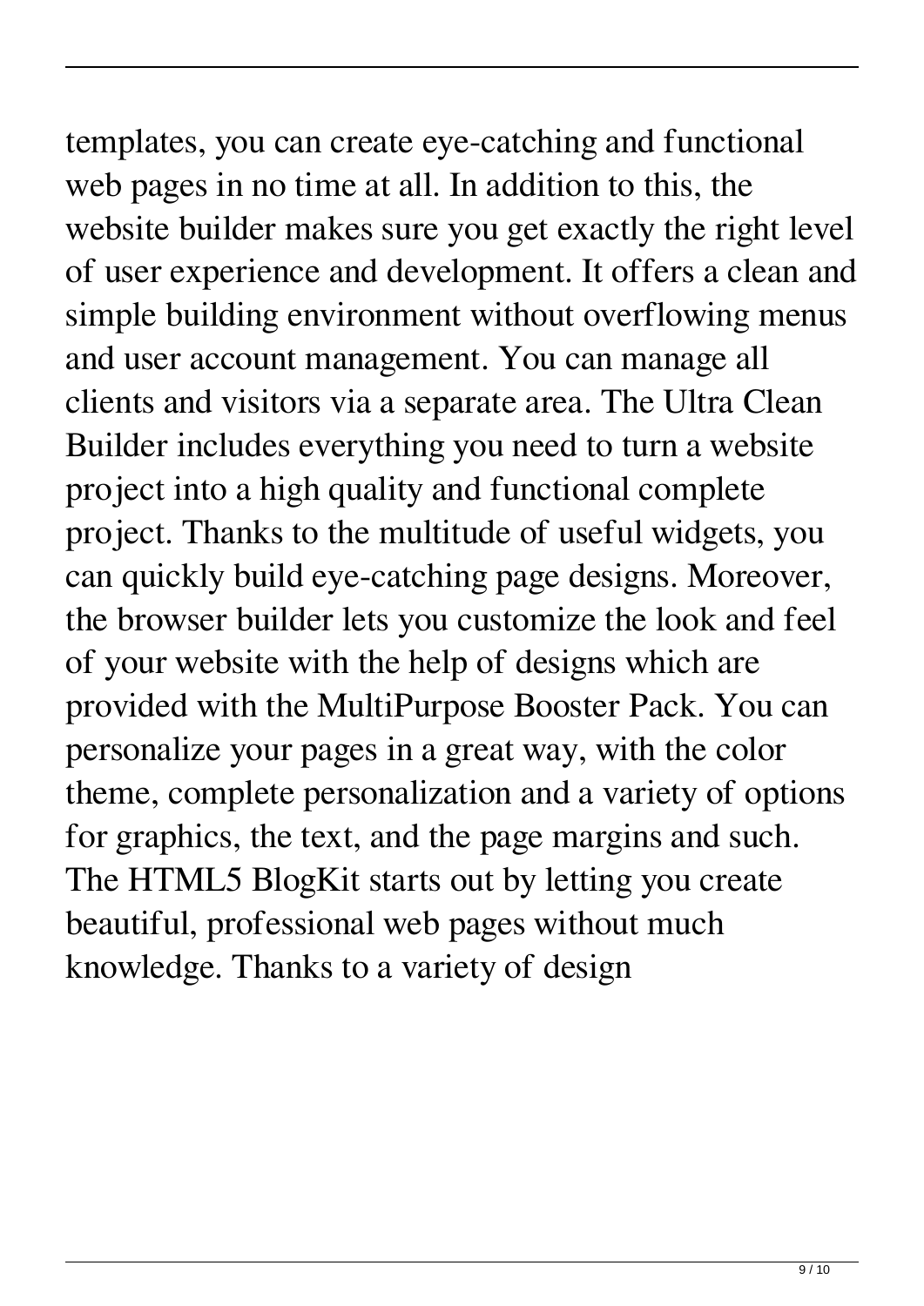templates, you can create eye-catching and functional web pages in no time at all. In addition to this, the website builder makes sure you get exactly the right level of user experience and development. It offers a clean and simple building environment without overflowing menus and user account management. You can manage all clients and visitors via a separate area. The Ultra Clean Builder includes everything you need to turn a website project into a high quality and functional complete project. Thanks to the multitude of useful widgets, you can quickly build eye-catching page designs. Moreover, the browser builder lets you customize the look and feel of your website with the help of designs which are provided with the MultiPurpose Booster Pack. You can personalize your pages in a great way, with the color theme, complete personalization and a variety of options for graphics, the text, and the page margins and such. The HTML5 BlogKit starts out by letting you create beautiful, professional web pages without much knowledge. Thanks to a variety of design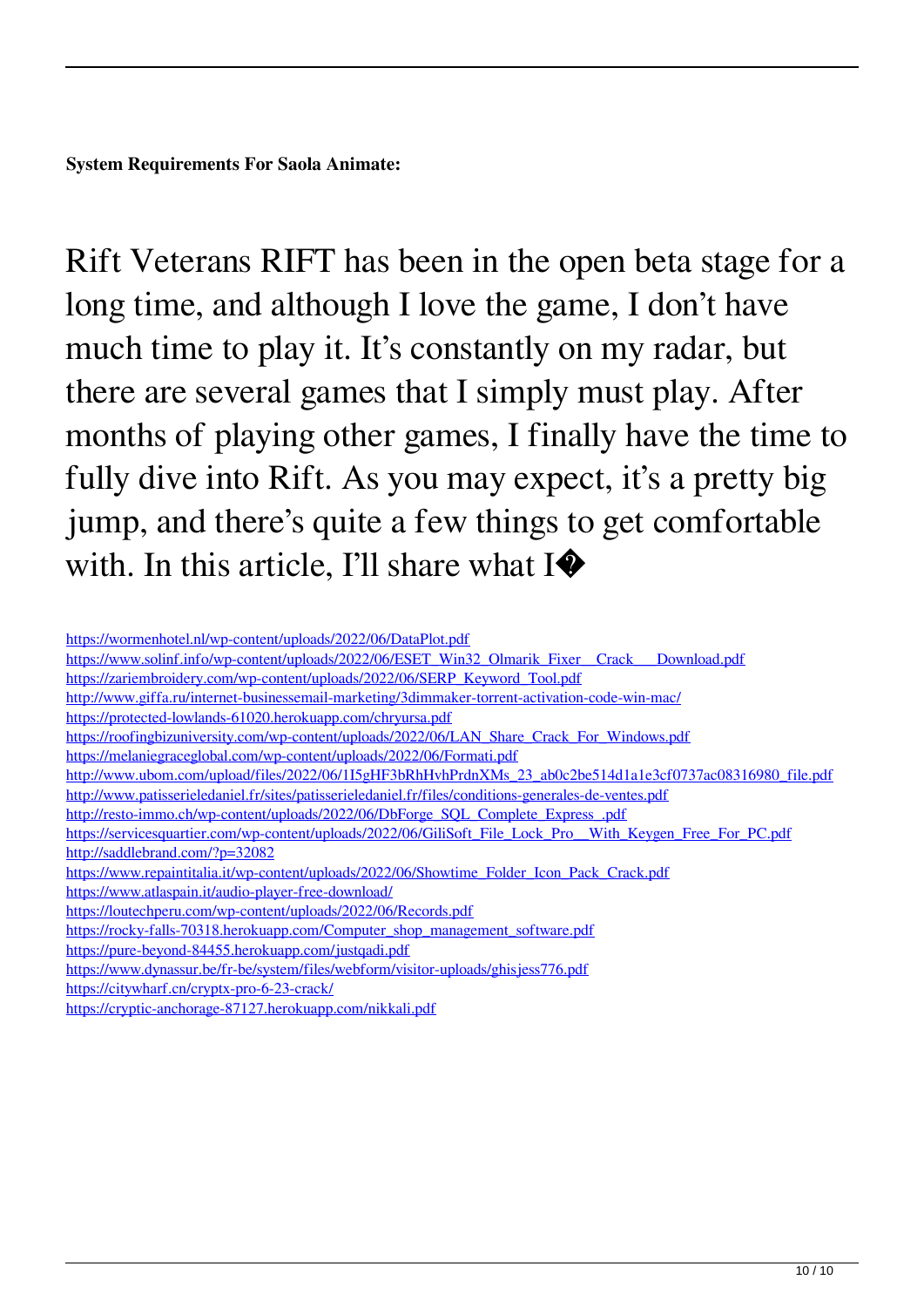**System Requirements For Saola Animate:**

Rift Veterans RIFT has been in the open beta stage for a long time, and although I love the game, I don't have much time to play it. It's constantly on my radar, but there are several games that I simply must play. After months of playing other games, I finally have the time to fully dive into Rift. As you may expect, it's a pretty big jump, and there's quite a few things to get comfortable with. In this article, I'll share what I�

https://wormenhotel.nl/wp-content/uploads/2022/06/DataPlot.pdf
https://www.solinf.info/wp-content/uploads/2022/06/ESET_Win32_Olmarik_Fixer__Crack___Download.pdf
https://zariembroidery.com/wp-content/uploads/2022/06/SERP_Keyword_Tool.pdf
http://www.giffa.ru/internet-businessemail-marketing/3dimmaker-torrent-activation-code-win-mac/
https://protected-lowlands-61020.herokuapp.com/chryursa.pdf
https://roofingbizuniversity.com/wp-content/uploads/2022/06/LAN_Share_Crack_For_Windows.pdf
https://melaniegraceglobal.com/wp-content/uploads/2022/06/Formati.pdf
http://www.ubom.com/upload/files/2022/06/1I5gHF3bRhHvhPrdnXMs_23_ab0c2be514d1a1e3cf0737ac08316980_file.pdf
http://www.patisserieledaniel.fr/sites/patisserieledaniel.fr/files/conditions-generales-de-ventes.pdf
http://resto-immo.ch/wp-content/uploads/2022/06/DbForge_SQL_Complete_Express_.pdf
https://servicesquartier.com/wp-content/uploads/2022/06/GiliSoft_File_Lock_Pro__With_Keygen_Free_For_PC.pdf
http://saddlebrand.com/?p=32082
https://www.repaintitalia.it/wp-content/uploads/2022/06/Showtime_Folder_Icon_Pack_Crack.pdf
https://www.atlaspain.it/audio-player-free-download/
https://loutechperu.com/wp-content/uploads/2022/06/Records.pdf
https://rocky-falls-70318.herokuapp.com/Computer_shop_management_software.pdf
https://pure-beyond-84455.herokuapp.com/justqadi.pdf
https://www.dynassur.be/fr-be/system/files/webform/visitor-uploads/ghisjess776.pdf
https://citywharf.cn/cryptx-pro-6-23-crack/
https://cryptic-anchorage-87127.herokuapp.com/nikkali.pdf